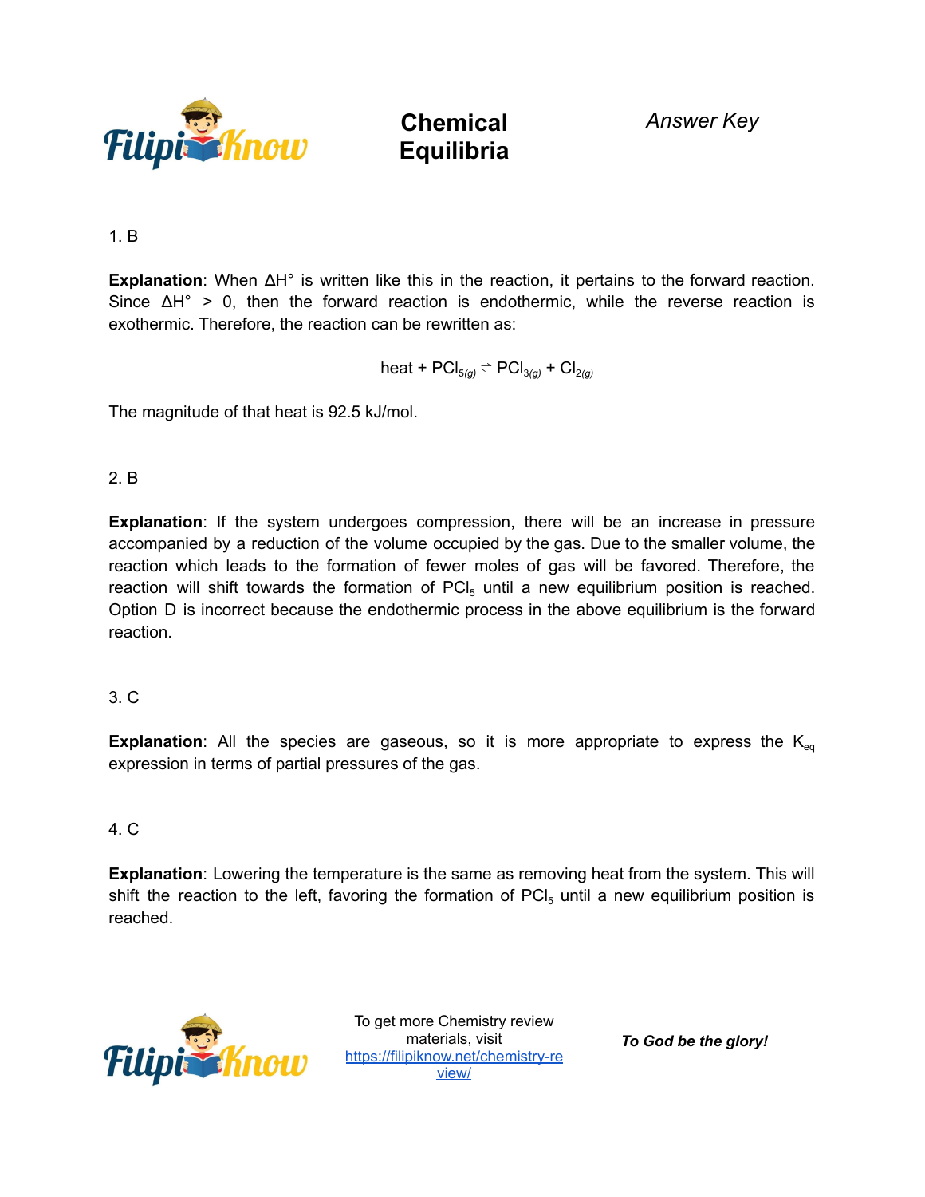# Chemical Equilibria

*Answer Key*

1. B

**Explanation**: When ΔH° is written like this in the reaction, it pertains to the forward reaction. Since ΔH° > 0, then the forward reaction is endothermic, while the reverse reaction is exothermic. Therefore, the reaction can be rewritten as:

$$\text{heat} + PCl_{5(g)} \rightleftharpoons PCl_{3(g)} + Cl_{2(g)}$$

The magnitude of that heat is 92.5 kJ/mol.

2. B

**Explanation**: If the system undergoes compression, there will be an increase in pressure accompanied by a reduction of the volume occupied by the gas. Due to the smaller volume, the reaction which leads to the formation of fewer moles of gas will be favored. Therefore, the reaction will shift towards the formation of $PCl_5$ until a new equilibrium position is reached. Option D is incorrect because the endothermic process in the above equilibrium is the forward reaction.

3. C

**Explanation**: All the species are gaseous, so it is more appropriate to express the $K_{eq}$ expression in terms of partial pressures of the gas.

4. C

**Explanation**: Lowering the temperature is the same as removing heat from the system. This will shift the reaction to the left, favoring the formation of $PCl_5$ until a new equilibrium position is reached.

To get more Chemistry review materials, visit https://filipiknow.net/chemistry-review/

***To God be the glory!***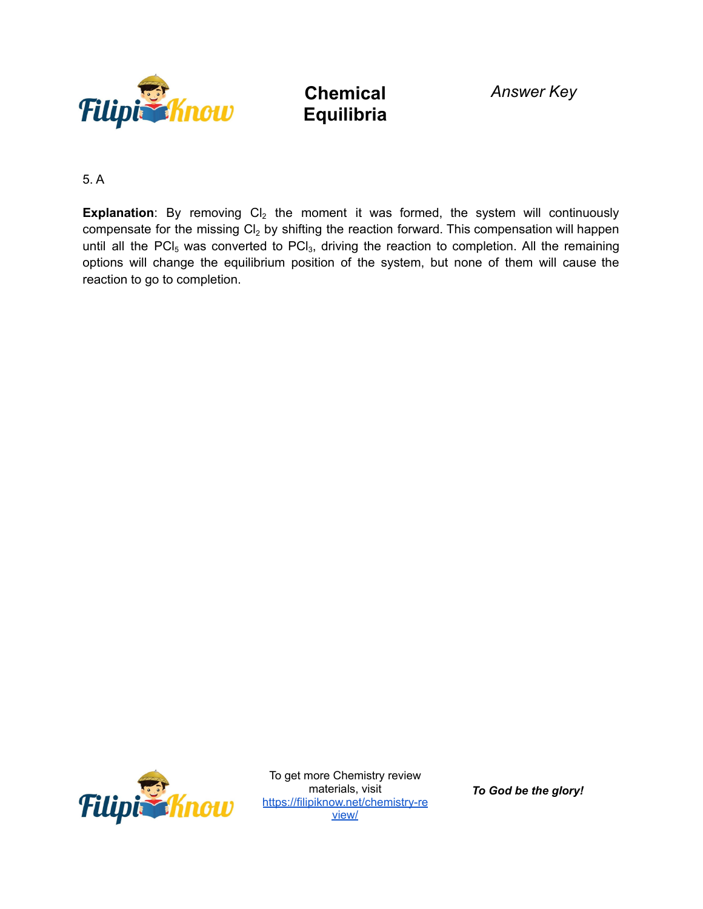5. A

**Explanation**: By removing $Cl_2$ the moment it was formed, the system will continuously compensate for the missing $Cl_2$ by shifting the reaction forward. This compensation will happen until all the $PCl_5$ was converted to $PCl_3$, driving the reaction to completion. All the remaining options will change the equilibrium position of the system, but none of them will cause the reaction to go to completion.